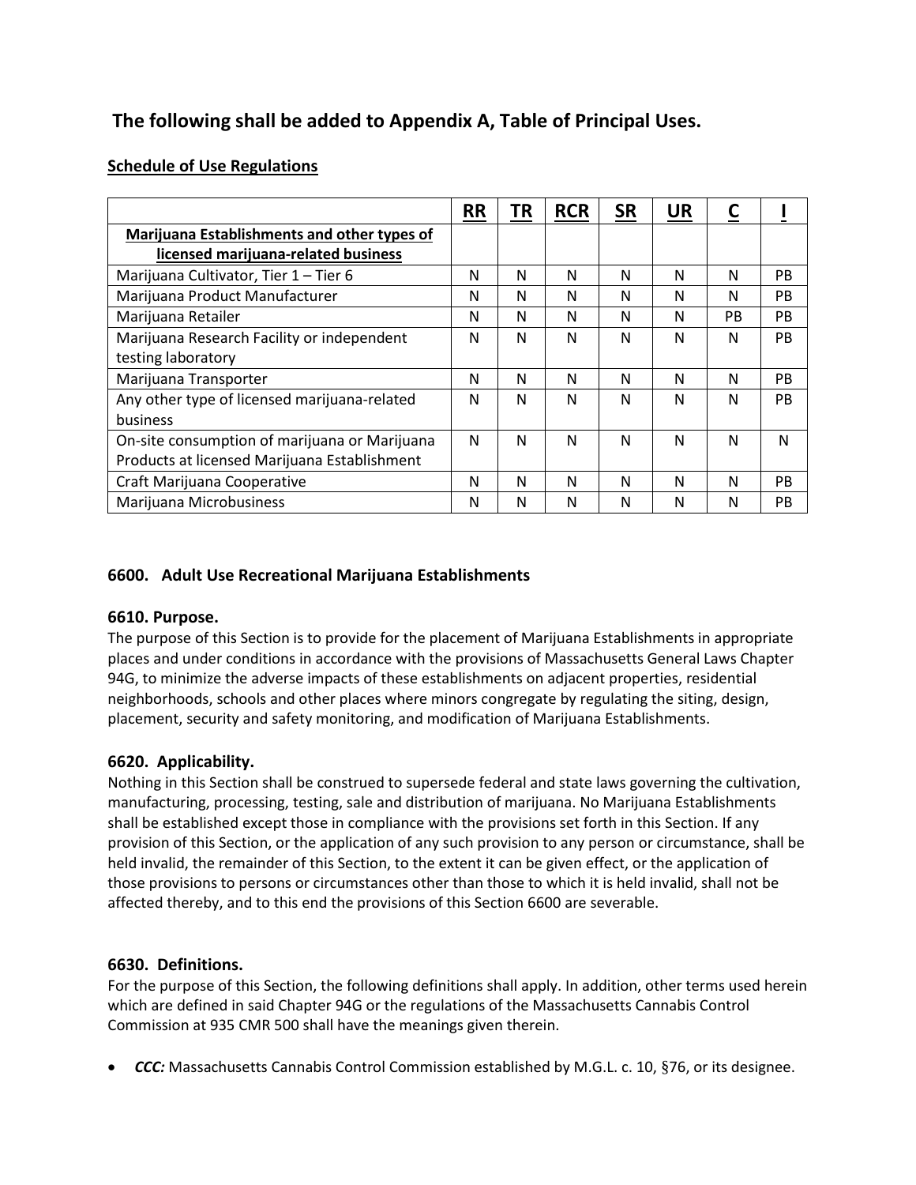## The following shall be added to Appendix A, Table of Principal Uses.

**Schedule of Use Regulations**

| | **RR** | **TR** | **RCR** | **SR** | **UR** | **C** | **I** |
|---|---|---|---|---|---|---|---|
| **Marijuana Establishments and other types of licensed marijuana-related business** | | | | | | | |
| Marijuana Cultivator, Tier 1 – Tier 6 | N | N | N | N | N | N | PB |
| Marijuana Product Manufacturer | N | N | N | N | N | N | PB |
| Marijuana Retailer | N | N | N | N | N | PB | PB |
| Marijuana Research Facility or independent testing laboratory | N | N | N | N | N | N | PB |
| Marijuana Transporter | N | N | N | N | N | N | PB |
| Any other type of licensed marijuana-related business | N | N | N | N | N | N | PB |
| On-site consumption of marijuana or Marijuana Products at licensed Marijuana Establishment | N | N | N | N | N | N | N |
| Craft Marijuana Cooperative | N | N | N | N | N | N | PB |
| Marijuana Microbusiness | N | N | N | N | N | N | PB |

### 6600. Adult Use Recreational Marijuana Establishments

#### 6610. Purpose.

The purpose of this Section is to provide for the placement of Marijuana Establishments in appropriate places and under conditions in accordance with the provisions of Massachusetts General Laws Chapter 94G, to minimize the adverse impacts of these establishments on adjacent properties, residential neighborhoods, schools and other places where minors congregate by regulating the siting, design, placement, security and safety monitoring, and modification of Marijuana Establishments.

#### 6620. Applicability.

Nothing in this Section shall be construed to supersede federal and state laws governing the cultivation, manufacturing, processing, testing, sale and distribution of marijuana. No Marijuana Establishments shall be established except those in compliance with the provisions set forth in this Section. If any provision of this Section, or the application of any such provision to any person or circumstance, shall be held invalid, the remainder of this Section, to the extent it can be given effect, or the application of those provisions to persons or circumstances other than those to which it is held invalid, shall not be affected thereby, and to this end the provisions of this Section 6600 are severable.

#### 6630. Definitions.

For the purpose of this Section, the following definitions shall apply. In addition, other terms used herein which are defined in said Chapter 94G or the regulations of the Massachusetts Cannabis Control Commission at 935 CMR 500 shall have the meanings given therein.

- ***CCC:*** Massachusetts Cannabis Control Commission established by M.G.L. c. 10, §76, or its designee.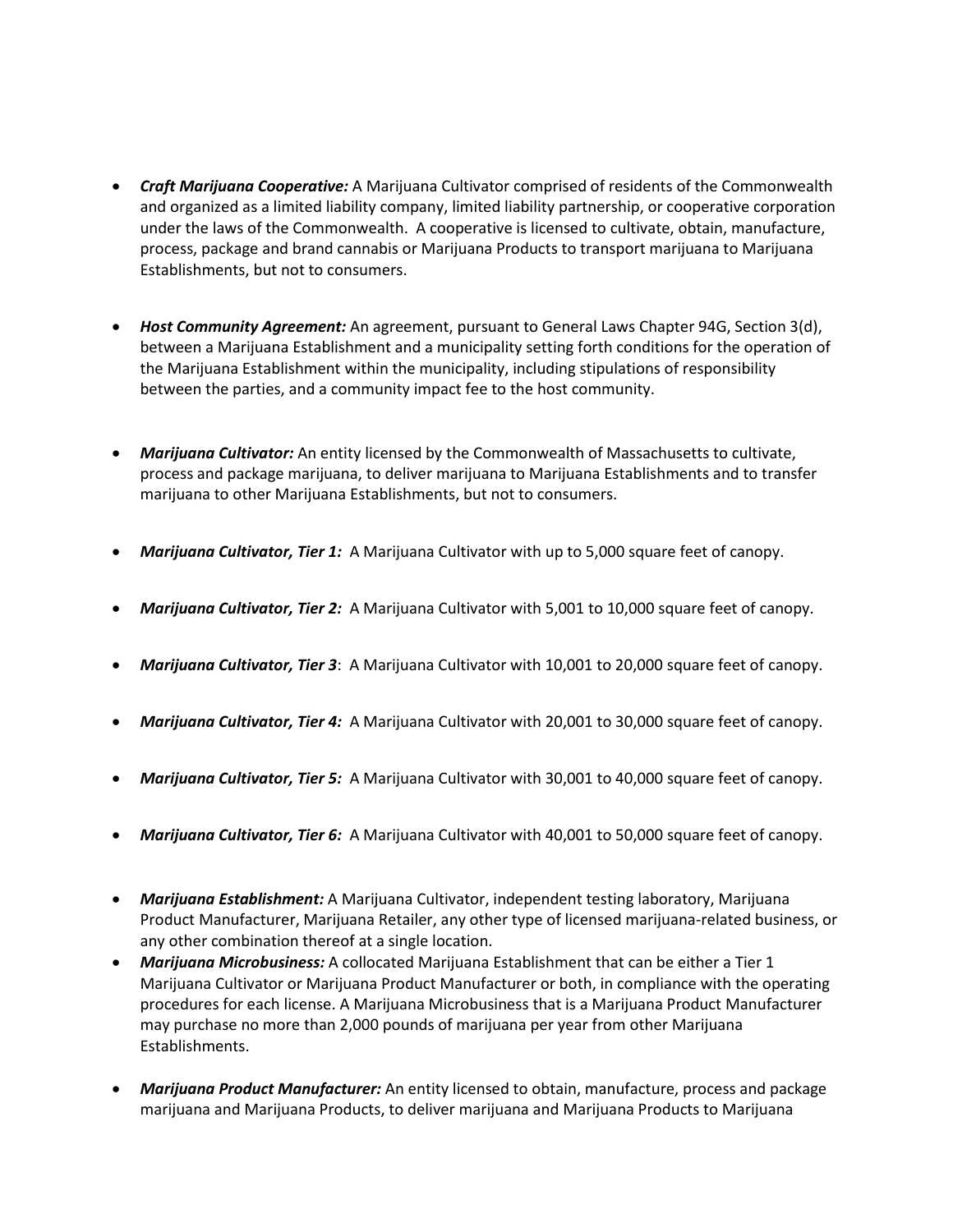- ***Craft Marijuana Cooperative:*** A Marijuana Cultivator comprised of residents of the Commonwealth and organized as a limited liability company, limited liability partnership, or cooperative corporation under the laws of the Commonwealth. A cooperative is licensed to cultivate, obtain, manufacture, process, package and brand cannabis or Marijuana Products to transport marijuana to Marijuana Establishments, but not to consumers.

- ***Host Community Agreement:*** An agreement, pursuant to General Laws Chapter 94G, Section 3(d), between a Marijuana Establishment and a municipality setting forth conditions for the operation of the Marijuana Establishment within the municipality, including stipulations of responsibility between the parties, and a community impact fee to the host community.

- ***Marijuana Cultivator:*** An entity licensed by the Commonwealth of Massachusetts to cultivate, process and package marijuana, to deliver marijuana to Marijuana Establishments and to transfer marijuana to other Marijuana Establishments, but not to consumers.

- ***Marijuana Cultivator, Tier 1:*** A Marijuana Cultivator with up to 5,000 square feet of canopy.

- ***Marijuana Cultivator, Tier 2:*** A Marijuana Cultivator with 5,001 to 10,000 square feet of canopy.

- ***Marijuana Cultivator, Tier 3***: A Marijuana Cultivator with 10,001 to 20,000 square feet of canopy.

- ***Marijuana Cultivator, Tier 4:*** A Marijuana Cultivator with 20,001 to 30,000 square feet of canopy.

- ***Marijuana Cultivator, Tier 5:*** A Marijuana Cultivator with 30,001 to 40,000 square feet of canopy.

- ***Marijuana Cultivator, Tier 6:*** A Marijuana Cultivator with 40,001 to 50,000 square feet of canopy.

- ***Marijuana Establishment:*** A Marijuana Cultivator, independent testing laboratory, Marijuana Product Manufacturer, Marijuana Retailer, any other type of licensed marijuana-related business, or any other combination thereof at a single location.
- ***Marijuana Microbusiness:*** A collocated Marijuana Establishment that can be either a Tier 1 Marijuana Cultivator or Marijuana Product Manufacturer or both, in compliance with the operating procedures for each license. A Marijuana Microbusiness that is a Marijuana Product Manufacturer may purchase no more than 2,000 pounds of marijuana per year from other Marijuana Establishments.

- ***Marijuana Product Manufacturer:*** An entity licensed to obtain, manufacture, process and package marijuana and Marijuana Products, to deliver marijuana and Marijuana Products to Marijuana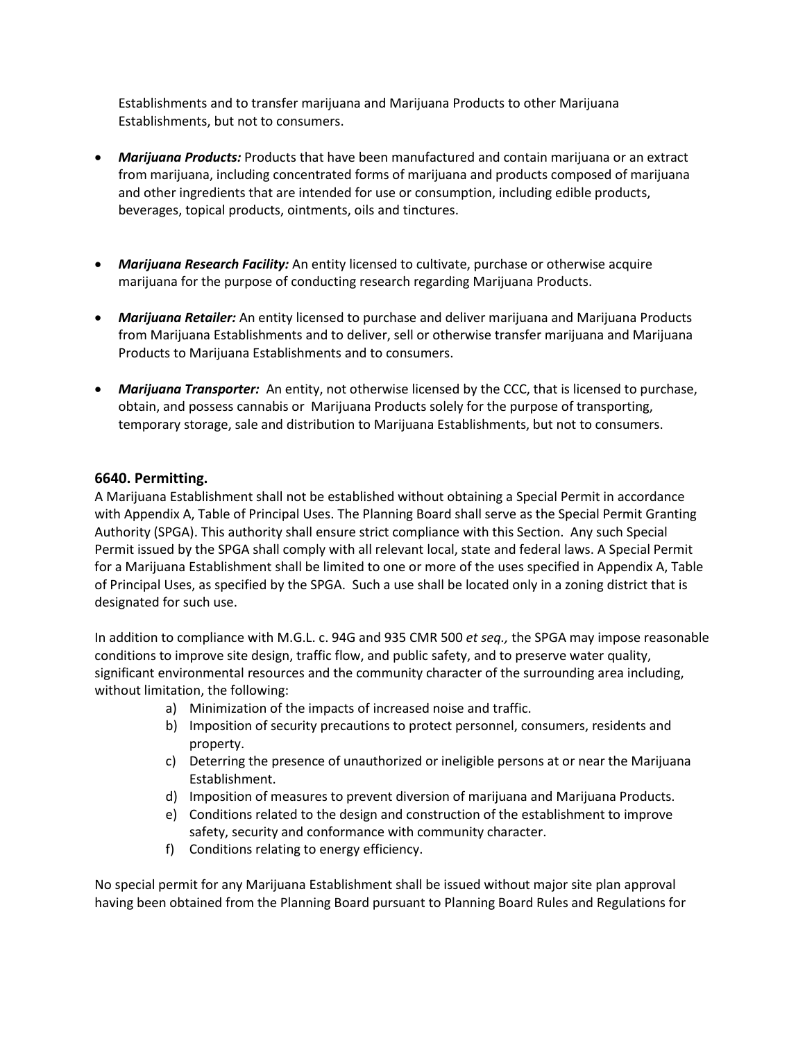Establishments and to transfer marijuana and Marijuana Products to other Marijuana Establishments, but not to consumers.

- ***Marijuana Products:*** Products that have been manufactured and contain marijuana or an extract from marijuana, including concentrated forms of marijuana and products composed of marijuana and other ingredients that are intended for use or consumption, including edible products, beverages, topical products, ointments, oils and tinctures.

- ***Marijuana Research Facility:*** An entity licensed to cultivate, purchase or otherwise acquire marijuana for the purpose of conducting research regarding Marijuana Products.

- ***Marijuana Retailer:*** An entity licensed to purchase and deliver marijuana and Marijuana Products from Marijuana Establishments and to deliver, sell or otherwise transfer marijuana and Marijuana Products to Marijuana Establishments and to consumers.

- ***Marijuana Transporter:*** An entity, not otherwise licensed by the CCC, that is licensed to purchase, obtain, and possess cannabis or Marijuana Products solely for the purpose of transporting, temporary storage, sale and distribution to Marijuana Establishments, but not to consumers.

### 6640. Permitting.

A Marijuana Establishment shall not be established without obtaining a Special Permit in accordance with Appendix A, Table of Principal Uses. The Planning Board shall serve as the Special Permit Granting Authority (SPGA). This authority shall ensure strict compliance with this Section. Any such Special Permit issued by the SPGA shall comply with all relevant local, state and federal laws. A Special Permit for a Marijuana Establishment shall be limited to one or more of the uses specified in Appendix A, Table of Principal Uses, as specified by the SPGA. Such a use shall be located only in a zoning district that is designated for such use.

In addition to compliance with M.G.L. c. 94G and 935 CMR 500 *et seq.,* the SPGA may impose reasonable conditions to improve site design, traffic flow, and public safety, and to preserve water quality, significant environmental resources and the community character of the surrounding area including, without limitation, the following:

a) Minimization of the impacts of increased noise and traffic.
b) Imposition of security precautions to protect personnel, consumers, residents and property.
c) Deterring the presence of unauthorized or ineligible persons at or near the Marijuana Establishment.
d) Imposition of measures to prevent diversion of marijuana and Marijuana Products.
e) Conditions related to the design and construction of the establishment to improve safety, security and conformance with community character.
f) Conditions relating to energy efficiency.

No special permit for any Marijuana Establishment shall be issued without major site plan approval having been obtained from the Planning Board pursuant to Planning Board Rules and Regulations for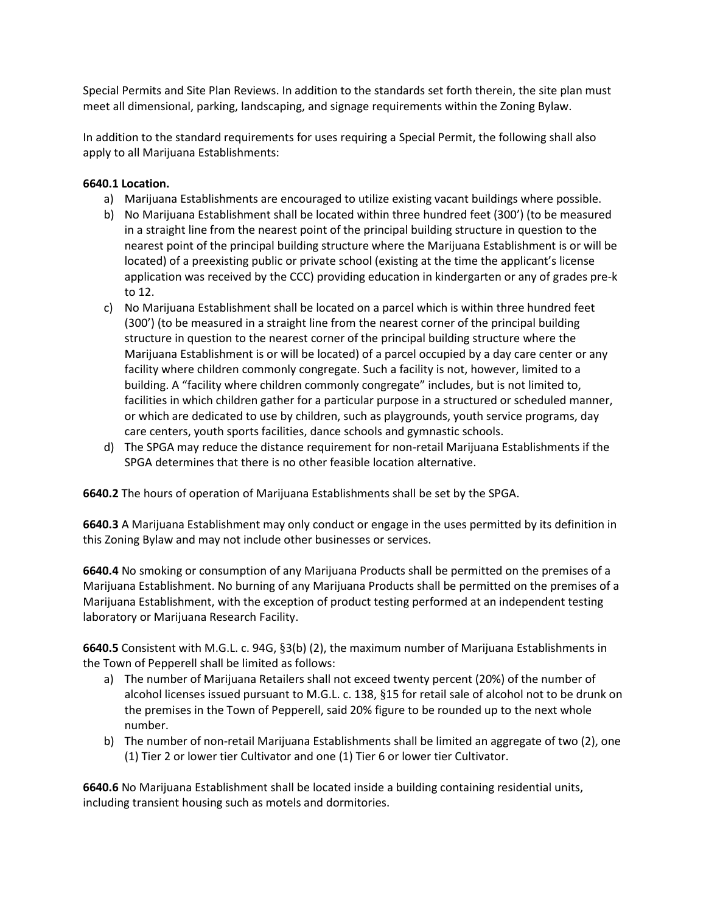Special Permits and Site Plan Reviews. In addition to the standards set forth therein, the site plan must meet all dimensional, parking, landscaping, and signage requirements within the Zoning Bylaw.

In addition to the standard requirements for uses requiring a Special Permit, the following shall also apply to all Marijuana Establishments:

**6640.1 Location.**

a) Marijuana Establishments are encouraged to utilize existing vacant buildings where possible.
b) No Marijuana Establishment shall be located within three hundred feet (300') (to be measured in a straight line from the nearest point of the principal building structure in question to the nearest point of the principal building structure where the Marijuana Establishment is or will be located) of a preexisting public or private school (existing at the time the applicant's license application was received by the CCC) providing education in kindergarten or any of grades pre-k to 12.
c) No Marijuana Establishment shall be located on a parcel which is within three hundred feet (300') (to be measured in a straight line from the nearest corner of the principal building structure in question to the nearest corner of the principal building structure where the Marijuana Establishment is or will be located) of a parcel occupied by a day care center or any facility where children commonly congregate. Such a facility is not, however, limited to a building. A "facility where children commonly congregate" includes, but is not limited to, facilities in which children gather for a particular purpose in a structured or scheduled manner, or which are dedicated to use by children, such as playgrounds, youth service programs, day care centers, youth sports facilities, dance schools and gymnastic schools.
d) The SPGA may reduce the distance requirement for non-retail Marijuana Establishments if the SPGA determines that there is no other feasible location alternative.

**6640.2** The hours of operation of Marijuana Establishments shall be set by the SPGA.

**6640.3** A Marijuana Establishment may only conduct or engage in the uses permitted by its definition in this Zoning Bylaw and may not include other businesses or services.

**6640.4** No smoking or consumption of any Marijuana Products shall be permitted on the premises of a Marijuana Establishment. No burning of any Marijuana Products shall be permitted on the premises of a Marijuana Establishment, with the exception of product testing performed at an independent testing laboratory or Marijuana Research Facility.

**6640.5** Consistent with M.G.L. c. 94G, §3(b) (2), the maximum number of Marijuana Establishments in the Town of Pepperell shall be limited as follows:

a) The number of Marijuana Retailers shall not exceed twenty percent (20%) of the number of alcohol licenses issued pursuant to M.G.L. c. 138, §15 for retail sale of alcohol not to be drunk on the premises in the Town of Pepperell, said 20% figure to be rounded up to the next whole number.
b) The number of non-retail Marijuana Establishments shall be limited an aggregate of two (2), one (1) Tier 2 or lower tier Cultivator and one (1) Tier 6 or lower tier Cultivator.

**6640.6** No Marijuana Establishment shall be located inside a building containing residential units, including transient housing such as motels and dormitories.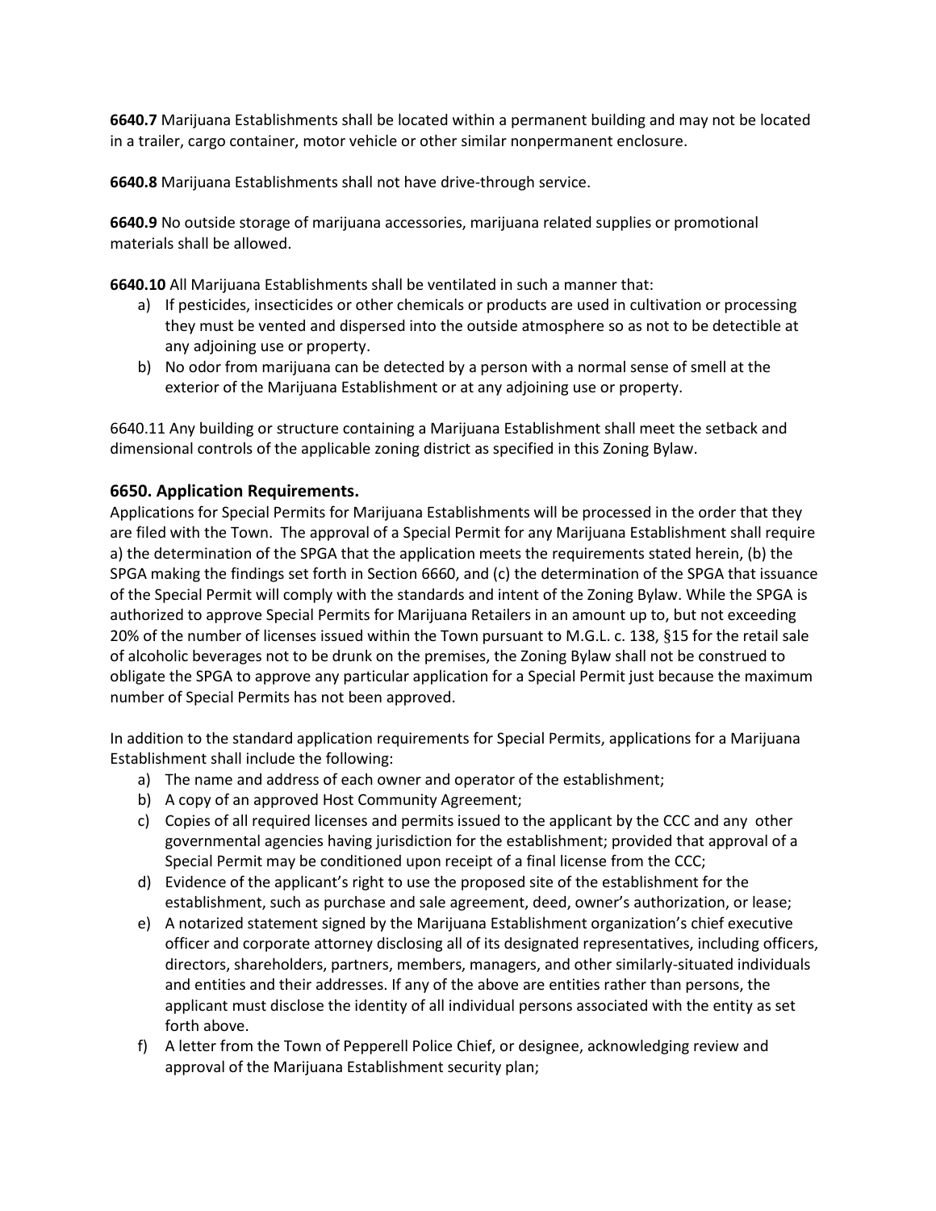**6640.7** Marijuana Establishments shall be located within a permanent building and may not be located in a trailer, cargo container, motor vehicle or other similar nonpermanent enclosure.

**6640.8** Marijuana Establishments shall not have drive-through service.

**6640.9** No outside storage of marijuana accessories, marijuana related supplies or promotional materials shall be allowed.

**6640.10** All Marijuana Establishments shall be ventilated in such a manner that:

a) If pesticides, insecticides or other chemicals or products are used in cultivation or processing they must be vented and dispersed into the outside atmosphere so as not to be detectible at any adjoining use or property.
b) No odor from marijuana can be detected by a person with a normal sense of smell at the exterior of the Marijuana Establishment or at any adjoining use or property.

6640.11 Any building or structure containing a Marijuana Establishment shall meet the setback and dimensional controls of the applicable zoning district as specified in this Zoning Bylaw.

## 6650. Application Requirements.

Applications for Special Permits for Marijuana Establishments will be processed in the order that they are filed with the Town. The approval of a Special Permit for any Marijuana Establishment shall require a) the determination of the SPGA that the application meets the requirements stated herein, (b) the SPGA making the findings set forth in Section 6660, and (c) the determination of the SPGA that issuance of the Special Permit will comply with the standards and intent of the Zoning Bylaw. While the SPGA is authorized to approve Special Permits for Marijuana Retailers in an amount up to, but not exceeding 20% of the number of licenses issued within the Town pursuant to M.G.L. c. 138, §15 for the retail sale of alcoholic beverages not to be drunk on the premises, the Zoning Bylaw shall not be construed to obligate the SPGA to approve any particular application for a Special Permit just because the maximum number of Special Permits has not been approved.

In addition to the standard application requirements for Special Permits, applications for a Marijuana Establishment shall include the following:

a) The name and address of each owner and operator of the establishment;
b) A copy of an approved Host Community Agreement;
c) Copies of all required licenses and permits issued to the applicant by the CCC and any other governmental agencies having jurisdiction for the establishment; provided that approval of a Special Permit may be conditioned upon receipt of a final license from the CCC;
d) Evidence of the applicant's right to use the proposed site of the establishment for the establishment, such as purchase and sale agreement, deed, owner's authorization, or lease;
e) A notarized statement signed by the Marijuana Establishment organization's chief executive officer and corporate attorney disclosing all of its designated representatives, including officers, directors, shareholders, partners, members, managers, and other similarly-situated individuals and entities and their addresses. If any of the above are entities rather than persons, the applicant must disclose the identity of all individual persons associated with the entity as set forth above.
f) A letter from the Town of Pepperell Police Chief, or designee, acknowledging review and approval of the Marijuana Establishment security plan;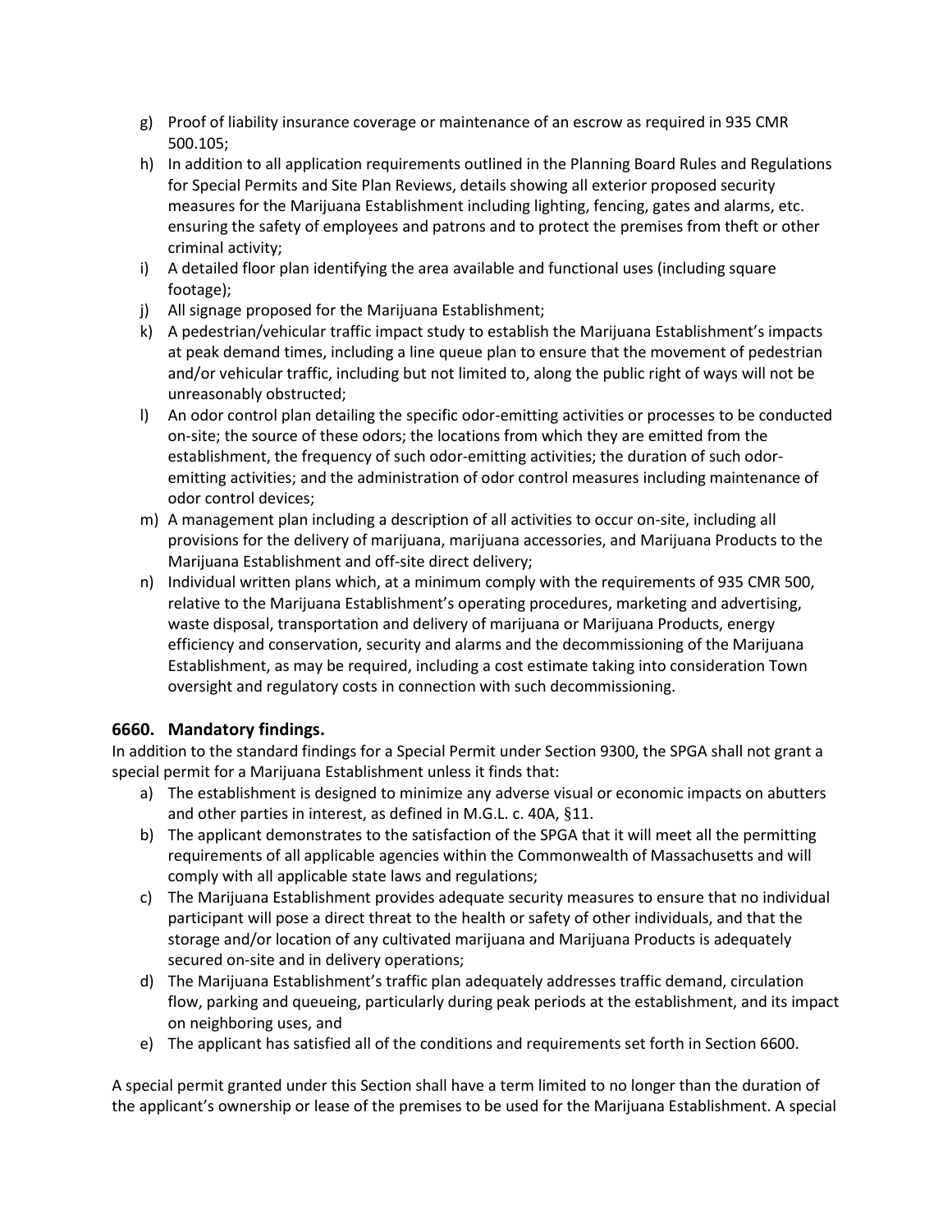g) Proof of liability insurance coverage or maintenance of an escrow as required in 935 CMR 500.105;
h) In addition to all application requirements outlined in the Planning Board Rules and Regulations for Special Permits and Site Plan Reviews, details showing all exterior proposed security measures for the Marijuana Establishment including lighting, fencing, gates and alarms, etc. ensuring the safety of employees and patrons and to protect the premises from theft or other criminal activity;
i) A detailed floor plan identifying the area available and functional uses (including square footage);
j) All signage proposed for the Marijuana Establishment;
k) A pedestrian/vehicular traffic impact study to establish the Marijuana Establishment's impacts at peak demand times, including a line queue plan to ensure that the movement of pedestrian and/or vehicular traffic, including but not limited to, along the public right of ways will not be unreasonably obstructed;
l) An odor control plan detailing the specific odor-emitting activities or processes to be conducted on-site; the source of these odors; the locations from which they are emitted from the establishment, the frequency of such odor-emitting activities; the duration of such odor-emitting activities; and the administration of odor control measures including maintenance of odor control devices;
m) A management plan including a description of all activities to occur on-site, including all provisions for the delivery of marijuana, marijuana accessories, and Marijuana Products to the Marijuana Establishment and off-site direct delivery;
n) Individual written plans which, at a minimum comply with the requirements of 935 CMR 500, relative to the Marijuana Establishment's operating procedures, marketing and advertising, waste disposal, transportation and delivery of marijuana or Marijuana Products, energy efficiency and conservation, security and alarms and the decommissioning of the Marijuana Establishment, as may be required, including a cost estimate taking into consideration Town oversight and regulatory costs in connection with such decommissioning.

### 6660. Mandatory findings.

In addition to the standard findings for a Special Permit under Section 9300, the SPGA shall not grant a special permit for a Marijuana Establishment unless it finds that:

a) The establishment is designed to minimize any adverse visual or economic impacts on abutters and other parties in interest, as defined in M.G.L. c. 40A, §11.
b) The applicant demonstrates to the satisfaction of the SPGA that it will meet all the permitting requirements of all applicable agencies within the Commonwealth of Massachusetts and will comply with all applicable state laws and regulations;
c) The Marijuana Establishment provides adequate security measures to ensure that no individual participant will pose a direct threat to the health or safety of other individuals, and that the storage and/or location of any cultivated marijuana and Marijuana Products is adequately secured on-site and in delivery operations;
d) The Marijuana Establishment's traffic plan adequately addresses traffic demand, circulation flow, parking and queueing, particularly during peak periods at the establishment, and its impact on neighboring uses, and
e) The applicant has satisfied all of the conditions and requirements set forth in Section 6600.

A special permit granted under this Section shall have a term limited to no longer than the duration of the applicant's ownership or lease of the premises to be used for the Marijuana Establishment. A special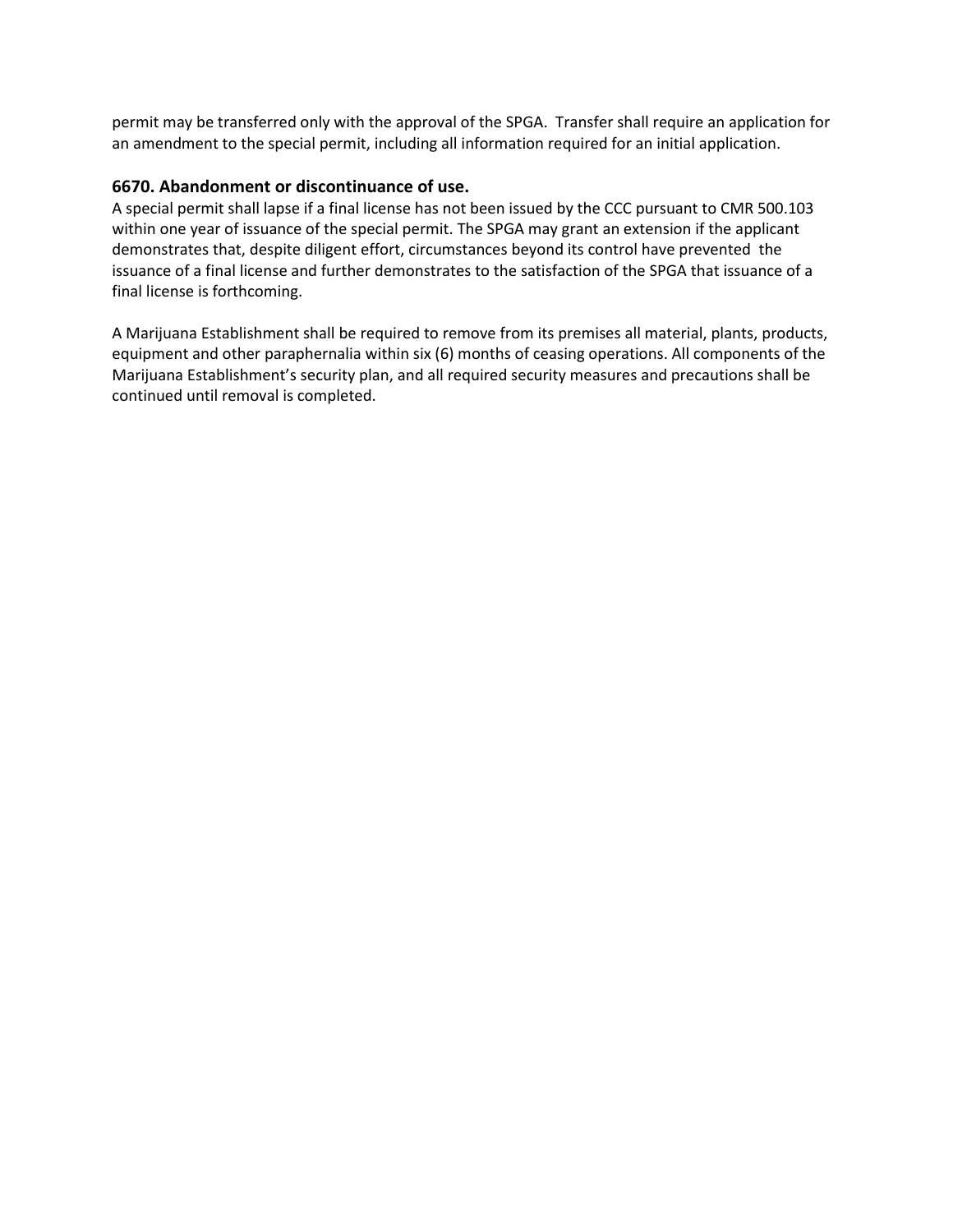permit may be transferred only with the approval of the SPGA. Transfer shall require an application for an amendment to the special permit, including all information required for an initial application.

### 6670. Abandonment or discontinuance of use.

A special permit shall lapse if a final license has not been issued by the CCC pursuant to CMR 500.103 within one year of issuance of the special permit. The SPGA may grant an extension if the applicant demonstrates that, despite diligent effort, circumstances beyond its control have prevented the issuance of a final license and further demonstrates to the satisfaction of the SPGA that issuance of a final license is forthcoming.

A Marijuana Establishment shall be required to remove from its premises all material, plants, products, equipment and other paraphernalia within six (6) months of ceasing operations. All components of the Marijuana Establishment's security plan, and all required security measures and precautions shall be continued until removal is completed.